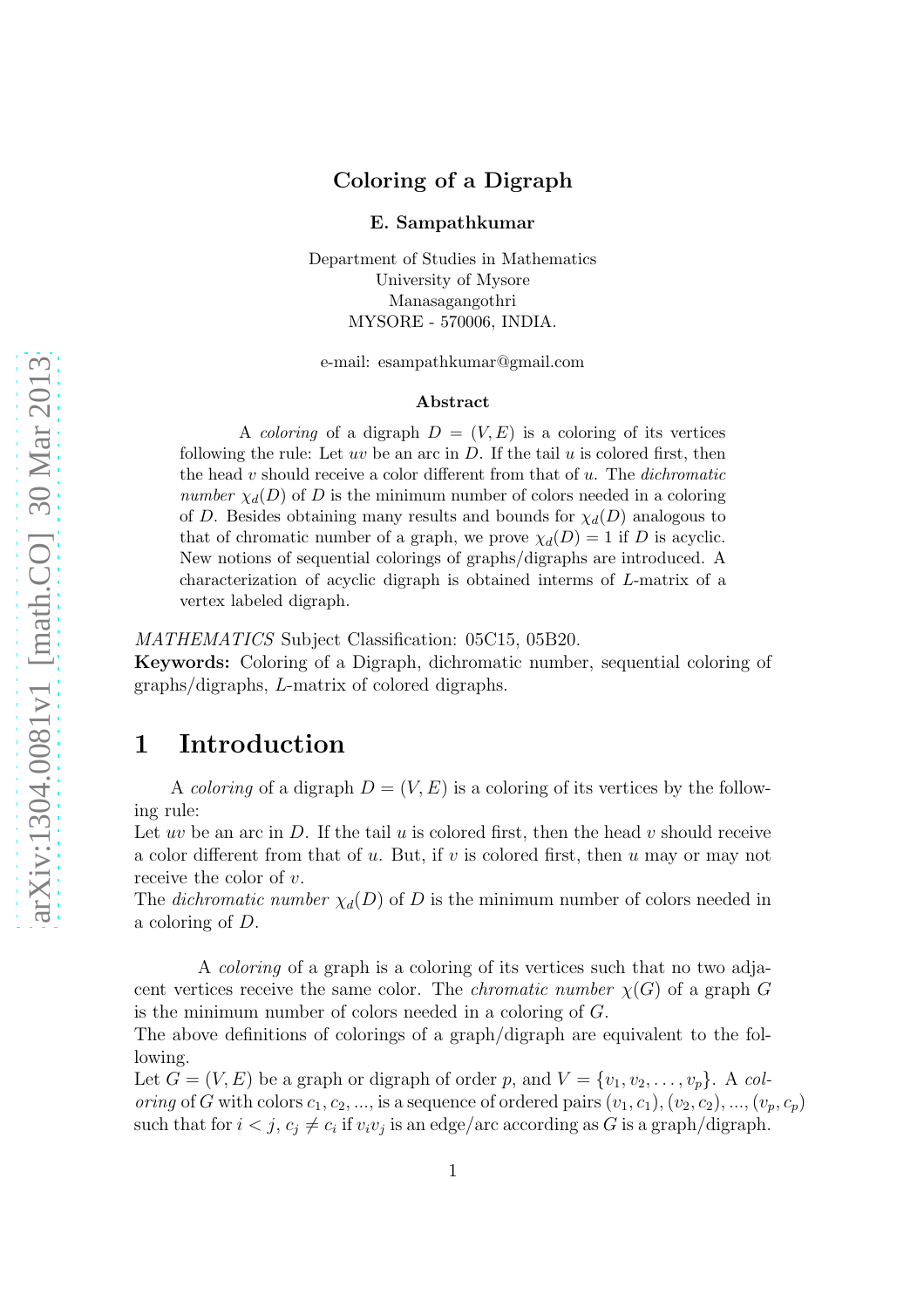# Coloring of a Digraph

**E. Sampathkumar**

Department of Studies in Mathematics
University of Mysore
Manasagangothri
MYSORE - 570006, INDIA.

e-mail: esampathkumar@gmail.com

### Abstract

A *coloring* of a digraph $D = (V, E)$ is a coloring of its vertices following the rule: Let $uv$ be an arc in $D$. If the tail $u$ is colored first, then the head $v$ should receive a color different from that of $u$. The *dichromatic number* $\chi_d(D)$ of $D$ is the minimum number of colors needed in a coloring of $D$. Besides obtaining many results and bounds for $\chi_d(D)$ analogous to that of chromatic number of a graph, we prove $\chi_d(D) = 1$ if $D$ is acyclic. New notions of sequential colorings of graphs/digraphs are introduced. A characterization of acyclic digraph is obtained interms of $L$-matrix of a vertex labeled digraph.

*MATHEMATICS* Subject Classification: 05C15, 05B20.
**Keywords:** Coloring of a Digraph, dichromatic number, sequential coloring of graphs/digraphs, $L$-matrix of colored digraphs.

## 1 Introduction

A *coloring* of a digraph $D = (V, E)$ is a coloring of its vertices by the following rule:
Let $uv$ be an arc in $D$. If the tail $u$ is colored first, then the head $v$ should receive a color different from that of $u$. But, if $v$ is colored first, then $u$ may or may not receive the color of $v$.
The *dichromatic number* $\chi_d(D)$ of $D$ is the minimum number of colors needed in a coloring of $D$.

A *coloring* of a graph is a coloring of its vertices such that no two adjacent vertices receive the same color. The *chromatic number* $\chi(G)$ of a graph $G$ is the minimum number of colors needed in a coloring of $G$.
The above definitions of colorings of a graph/digraph are equivalent to the following.
Let $G = (V, E)$ be a graph or digraph of order $p$, and $V = \{v_1, v_2, \ldots, v_p\}$. A *coloring* of $G$ with colors $c_1, c_2, \ldots$, is a sequence of ordered pairs $(v_1, c_1), (v_2, c_2), \ldots, (v_p, c_p)$ such that for $i < j$, $c_j \neq c_i$ if $v_i v_j$ is an edge/arc according as $G$ is a graph/digraph.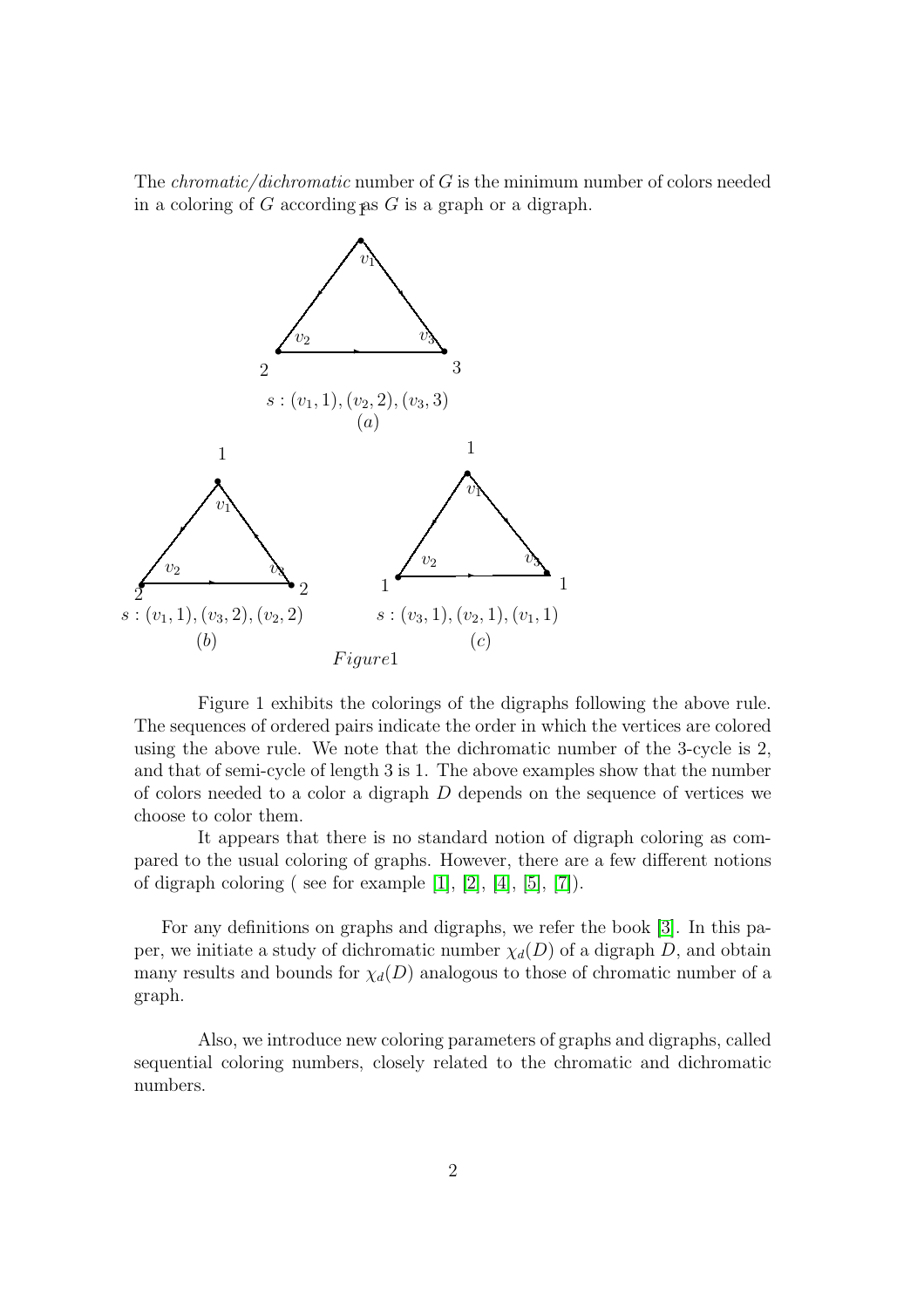The *chromatic/dichromatic* number of $G$ is the minimum number of colors needed in a coloring of $G$ according as $G$ is a graph or a digraph.

$s : (v_1, 1), (v_2, 2), (v_3, 3)$

$(a)$

$s : (v_1, 1), (v_3, 2), (v_2, 2)$

$(b)$

$s : (v_3, 1), (v_2, 1), (v_1, 1)$

$(c)$

*Figure*1

Figure 1 exhibits the colorings of the digraphs following the above rule. The sequences of ordered pairs indicate the order in which the vertices are colored using the above rule. We note that the dichromatic number of the 3-cycle is 2, and that of semi-cycle of length 3 is 1. The above examples show that the number of colors needed to a color a digraph $D$ depends on the sequence of vertices we choose to color them.

It appears that there is no standard notion of digraph coloring as compared to the usual coloring of graphs. However, there are a few different notions of digraph coloring ( see for example [1], [2], [4], [5], [7]).

For any definitions on graphs and digraphs, we refer the book [3]. In this paper, we initiate a study of dichromatic number $\chi_d(D)$ of a digraph $D$, and obtain many results and bounds for $\chi_d(D)$ analogous to those of chromatic number of a graph.

Also, we introduce new coloring parameters of graphs and digraphs, called sequential coloring numbers, closely related to the chromatic and dichromatic numbers.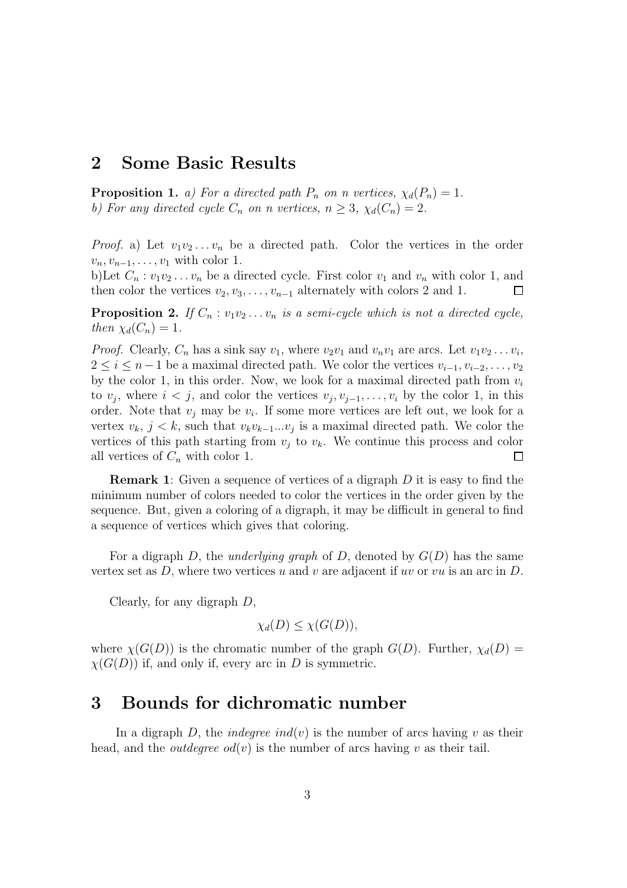## 2 Some Basic Results

**Proposition 1.** *a) For a directed path $P_n$ on n vertices, $\chi_d(P_n) = 1$.*
*b) For any directed cycle $C_n$ on n vertices, $n \geq 3$, $\chi_d(C_n) = 2$.*

*Proof.* a) Let $v_1v_2 \dots v_n$ be a directed path. Color the vertices in the order $v_n, v_{n-1}, \dots, v_1$ with color 1.
b)Let $C_n : v_1v_2 \dots v_n$ be a directed cycle. First color $v_1$ and $v_n$ with color 1, and then color the vertices $v_2, v_3, \dots, v_{n-1}$ alternately with colors 2 and 1. □

**Proposition 2.** *If $C_n : v_1v_2 \dots v_n$ is a semi-cycle which is not a directed cycle, then $\chi_d(C_n) = 1$.*

*Proof.* Clearly, $C_n$ has a sink say $v_1$, where $v_2v_1$ and $v_nv_1$ are arcs. Let $v_1v_2 \dots v_i$, $2 \leq i \leq n-1$ be a maximal directed path. We color the vertices $v_{i-1}, v_{i-2}, \dots, v_2$ by the color 1, in this order. Now, we look for a maximal directed path from $v_i$ to $v_j$, where $i < j$, and color the vertices $v_j, v_{j-1}, \dots, v_i$ by the color 1, in this order. Note that $v_j$ may be $v_i$. If some more vertices are left out, we look for a vertex $v_k$, $j < k$, such that $v_kv_{k-1}...v_j$ is a maximal directed path. We color the vertices of this path starting from $v_j$ to $v_k$. We continue this process and color all vertices of $C_n$ with color 1. □

**Remark 1**: Given a sequence of vertices of a digraph $D$ it is easy to find the minimum number of colors needed to color the vertices in the order given by the sequence. But, given a coloring of a digraph, it may be difficult in general to find a sequence of vertices which gives that coloring.

For a digraph $D$, the *underlying graph* of $D$, denoted by $G(D)$ has the same vertex set as $D$, where two vertices $u$ and $v$ are adjacent if $uv$ or $vu$ is an arc in $D$.

Clearly, for any digraph $D$,

$$\chi_d(D) \leq \chi(G(D)),$$

where $\chi(G(D))$ is the chromatic number of the graph $G(D)$. Further, $\chi_d(D) = \chi(G(D))$ if, and only if, every arc in $D$ is symmetric.

## 3 Bounds for dichromatic number

In a digraph $D$, the *indegree* $ind(v)$ is the number of arcs having $v$ as their head, and the *outdegree* $od(v)$ is the number of arcs having $v$ as their tail.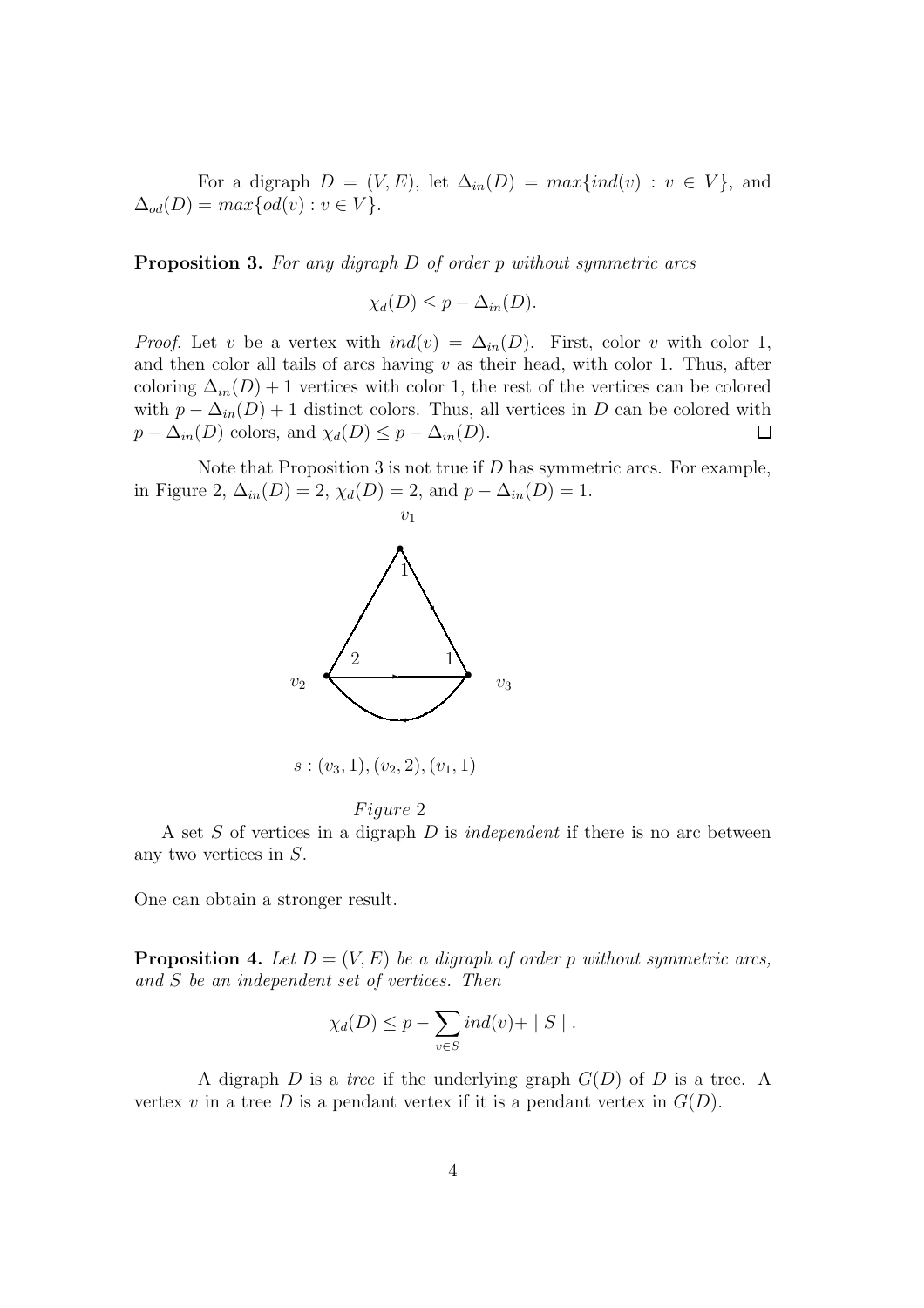For a digraph $D = (V, E)$, let $\Delta_{in}(D) = max\{ind(v) : v \in V\}$, and $\Delta_{od}(D) = max\{od(v) : v \in V\}$.

**Proposition 3.** *For any digraph $D$ of order $p$ without symmetric arcs*

$$\chi_d(D) \leq p - \Delta_{in}(D).$$

*Proof.* Let $v$ be a vertex with $ind(v) = \Delta_{in}(D)$. First, color $v$ with color 1, and then color all tails of arcs having $v$ as their head, with color 1. Thus, after coloring $\Delta_{in}(D) + 1$ vertices with color 1, the rest of the vertices can be colored with $p - \Delta_{in}(D) + 1$ distinct colors. Thus, all vertices in $D$ can be colored with $p - \Delta_{in}(D)$ colors, and $\chi_d(D) \leq p - \Delta_{in}(D)$. □

Note that Proposition 3 is not true if $D$ has symmetric arcs. For example, in Figure 2, $\Delta_{in}(D) = 2$, $\chi_d(D) = 2$, and $p - \Delta_{in}(D) = 1$.

$s : (v_3, 1), (v_2, 2), (v_1, 1)$

*Figure* 2

A set $S$ of vertices in a digraph $D$ is *independent* if there is no arc between any two vertices in $S$.

One can obtain a stronger result.

**Proposition 4.** *Let $D = (V, E)$ be a digraph of order $p$ without symmetric arcs, and $S$ be an independent set of vertices. Then*

$$\chi_d(D) \leq p - \sum_{v \in S} ind(v) + \mid S \mid .$$

A digraph $D$ is a *tree* if the underlying graph $G(D)$ of $D$ is a tree. A vertex $v$ in a tree $D$ is a pendant vertex if it is a pendant vertex in $G(D)$.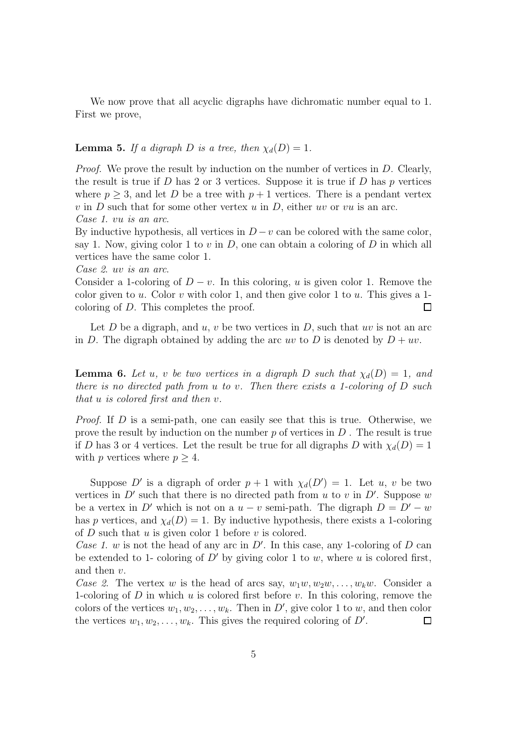We now prove that all acyclic digraphs have dichromatic number equal to 1. First we prove,

**Lemma 5.** *If a digraph $D$ is a tree, then $\chi_d(D) = 1$.*

*Proof.* We prove the result by induction on the number of vertices in $D$. Clearly, the result is true if $D$ has 2 or 3 vertices. Suppose it is true if $D$ has $p$ vertices where $p \geq 3$, and let $D$ be a tree with $p+1$ vertices. There is a pendant vertex $v$ in $D$ such that for some other vertex $u$ in $D$, either $uv$ or $vu$ is an arc.
*Case 1. $vu$ is an arc.*
By inductive hypothesis, all vertices in $D - v$ can be colored with the same color, say 1. Now, giving color 1 to $v$ in $D$, one can obtain a coloring of $D$ in which all vertices have the same color 1.
*Case 2. $uv$ is an arc.*
Consider a 1-coloring of $D - v$. In this coloring, $u$ is given color 1. Remove the color given to $u$. Color $v$ with color 1, and then give color 1 to $u$. This gives a 1-coloring of $D$. This completes the proof. $\square$

Let $D$ be a digraph, and $u$, $v$ be two vertices in $D$, such that $uv$ is not an arc in $D$. The digraph obtained by adding the arc $uv$ to $D$ is denoted by $D + uv$.

**Lemma 6.** *Let $u$, $v$ be two vertices in a digraph $D$ such that $\chi_d(D) = 1$, and there is no directed path from $u$ to $v$. Then there exists a 1-coloring of $D$ such that $u$ is colored first and then $v$.*

*Proof.* If $D$ is a semi-path, one can easily see that this is true. Otherwise, we prove the result by induction on the number $p$ of vertices in $D$ . The result is true if $D$ has 3 or 4 vertices. Let the result be true for all digraphs $D$ with $\chi_d(D) = 1$ with $p$ vertices where $p \geq 4$.

Suppose $D'$ is a digraph of order $p + 1$ with $\chi_d(D') = 1$. Let $u$, $v$ be two vertices in $D'$ such that there is no directed path from $u$ to $v$ in $D'$. Suppose $w$ be a vertex in $D'$ which is not on a $u - v$ semi-path. The digraph $D = D' - w$ has $p$ vertices, and $\chi_d(D) = 1$. By inductive hypothesis, there exists a 1-coloring of $D$ such that $u$ is given color 1 before $v$ is colored.
*Case 1.* $w$ is not the head of any arc in $D'$. In this case, any 1-coloring of $D$ can be extended to 1- coloring of $D'$ by giving color 1 to $w$, where $u$ is colored first, and then $v$.
*Case 2.* The vertex $w$ is the head of arcs say, $w_1w, w_2w, \ldots, w_kw$. Consider a 1-coloring of $D$ in which $u$ is colored first before $v$. In this coloring, remove the colors of the vertices $w_1, w_2, \ldots, w_k$. Then in $D'$, give color 1 to $w$, and then color the vertices $w_1, w_2, \ldots, w_k$. This gives the required coloring of $D'$. $\square$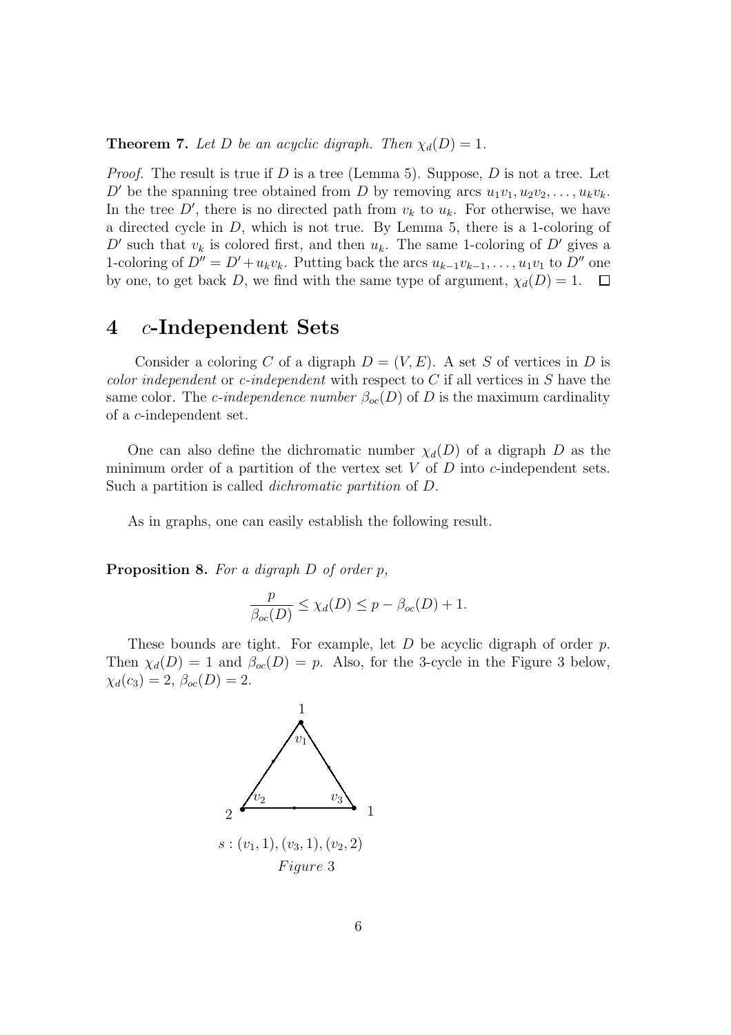**Theorem 7.** *Let $D$ be an acyclic digraph. Then $\chi_d(D) = 1$.*

*Proof.* The result is true if $D$ is a tree (Lemma 5). Suppose, $D$ is not a tree. Let $D'$ be the spanning tree obtained from $D$ by removing arcs $u_1v_1, u_2v_2, \ldots, u_kv_k$. In the tree $D'$, there is no directed path from $v_k$ to $u_k$. For otherwise, we have a directed cycle in $D$, which is not true. By Lemma 5, there is a 1-coloring of $D'$ such that $v_k$ is colored first, and then $u_k$. The same 1-coloring of $D'$ gives a 1-coloring of $D'' = D' + u_kv_k$. Putting back the arcs $u_{k-1}v_{k-1}, \ldots, u_1v_1$ to $D''$ one by one, to get back $D$, we find with the same type of argument, $\chi_d(D) = 1$. □

# 4 $c$-Independent Sets

Consider a coloring $C$ of a digraph $D = (V, E)$. A set $S$ of vertices in $D$ is *color independent* or *c-independent* with respect to $C$ if all vertices in $S$ have the same color. The *c-independence number* $\beta_{oc}(D)$ of $D$ is the maximum cardinality of a $c$-independent set.

One can also define the dichromatic number $\chi_d(D)$ of a digraph $D$ as the minimum order of a partition of the vertex set $V$ of $D$ into $c$-independent sets. Such a partition is called *dichromatic partition* of $D$.

As in graphs, one can easily establish the following result.

**Proposition 8.** *For a digraph $D$ of order $p$,*

$$\frac{p}{\beta_{oc}(D)} \leq \chi_d(D) \leq p - \beta_{oc}(D) + 1.$$

These bounds are tight. For example, let $D$ be acyclic digraph of order $p$. Then $\chi_d(D) = 1$ and $\beta_{oc}(D) = p$. Also, for the 3-cycle in the Figure 3 below, $\chi_d(c_3) = 2$, $\beta_{oc}(D) = 2$.

$s : (v_1, 1), (v_3, 1), (v_2, 2)$

*Figure* 3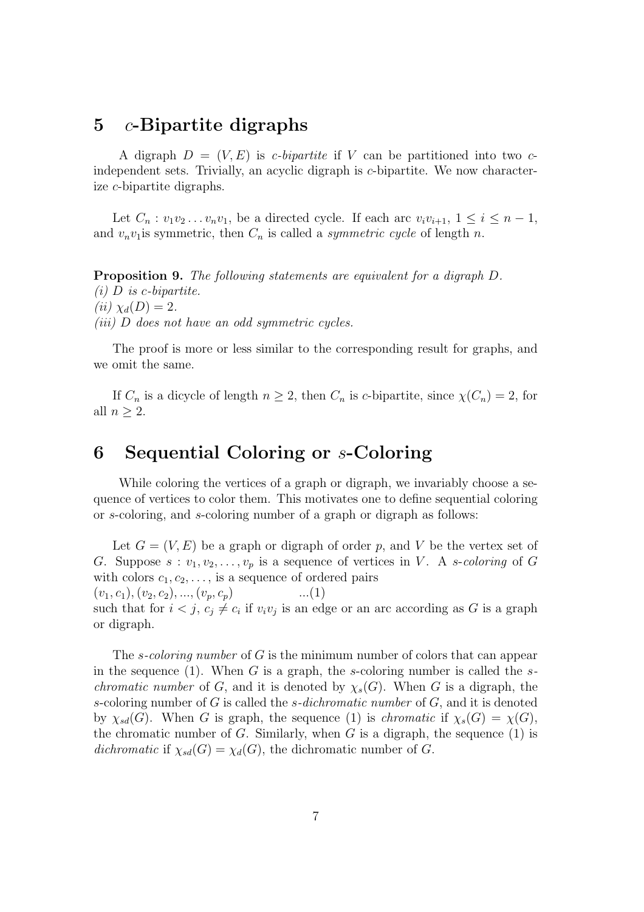## 5 $c$-Bipartite digraphs

A digraph $D = (V, E)$ is *c-bipartite* if $V$ can be partitioned into two $c$-independent sets. Trivially, an acyclic digraph is $c$-bipartite. We now characterize $c$-bipartite digraphs.

Let $C_n : v_1 v_2 \dots v_n v_1$, be a directed cycle. If each arc $v_i v_{i+1}$, $1 \leq i \leq n-1$, and $v_n v_1$is symmetric, then $C_n$ is called a *symmetric cycle* of length $n$.

**Proposition 9.** *The following statements are equivalent for a digraph $D$.*
*(i) $D$ is c-bipartite.*
*(ii) $\chi_d(D) = 2$.*
*(iii) $D$ does not have an odd symmetric cycles.*

The proof is more or less similar to the corresponding result for graphs, and we omit the same.

If $C_n$ is a dicycle of length $n \geq 2$, then $C_n$ is $c$-bipartite, since $\chi(C_n) = 2$, for all $n \geq 2$.

## 6 Sequential Coloring or $s$-Coloring

While coloring the vertices of a graph or digraph, we invariably choose a sequence of vertices to color them. This motivates one to define sequential coloring or $s$-coloring, and $s$-coloring number of a graph or digraph as follows:

Let $G = (V, E)$ be a graph or digraph of order $p$, and $V$ be the vertex set of $G$. Suppose $s : v_1, v_2, \dots, v_p$ is a sequence of vertices in $V$. A *s-coloring* of $G$ with colors $c_1, c_2, \dots,$ is a sequence of ordered pairs
$(v_1, c_1), (v_2, c_2), ..., (v_p, c_p)$ ...(1)
such that for $i < j$, $c_j \neq c_i$ if $v_i v_j$ is an edge or an arc according as $G$ is a graph or digraph.

The *s-coloring number* of $G$ is the minimum number of colors that can appear in the sequence (1). When $G$ is a graph, the $s$-coloring number is called the *s-chromatic number* of $G$, and it is denoted by $\chi_s(G)$. When $G$ is a digraph, the $s$-coloring number of $G$ is called the *s-dichromatic number* of $G$, and it is denoted by $\chi_{sd}(G)$. When $G$ is graph, the sequence (1) is *chromatic* if $\chi_s(G) = \chi(G)$, the chromatic number of $G$. Similarly, when $G$ is a digraph, the sequence (1) is *dichromatic* if $\chi_{sd}(G) = \chi_d(G)$, the dichromatic number of $G$.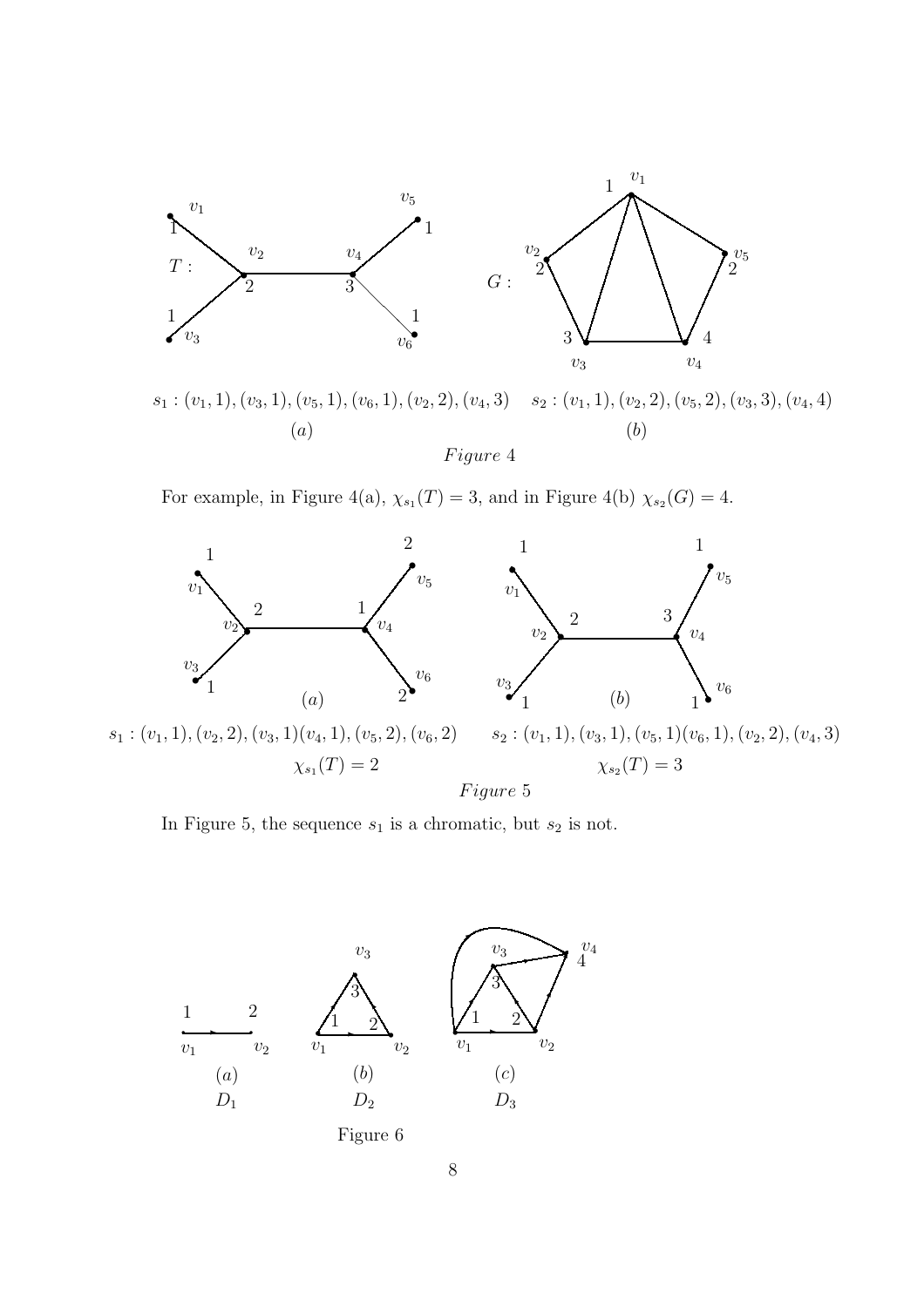$s_1 : (v_1, 1), (v_3, 1), (v_5, 1), (v_6, 1), (v_2, 2), (v_4, 3)$ $\quad$ $s_2 : (v_1, 1), (v_2, 2), (v_5, 2), (v_3, 3), (v_4, 4)$

(a) $\quad$ (b)

*Figure* 4

For example, in Figure 4(a), $\chi_{s_1}(T) = 3$, and in Figure 4(b) $\chi_{s_2}(G) = 4$.

$s_1 : (v_1, 1), (v_2, 2), (v_3, 1)(v_4, 1), (v_5, 2), (v_6, 2)$ $\quad$ $s_2 : (v_1, 1), (v_3, 1), (v_5, 1)(v_6, 1), (v_2, 2), (v_4, 3)$

$\chi_{s_1}(T) = 2$ $\quad$ $\chi_{s_2}(T) = 3$

*Figure* 5

In Figure 5, the sequence $s_1$ is a chromatic, but $s_2$ is not.

(a) $D_1$ $\quad$ (b) $D_2$ $\quad$ (c) $D_3$

Figure 6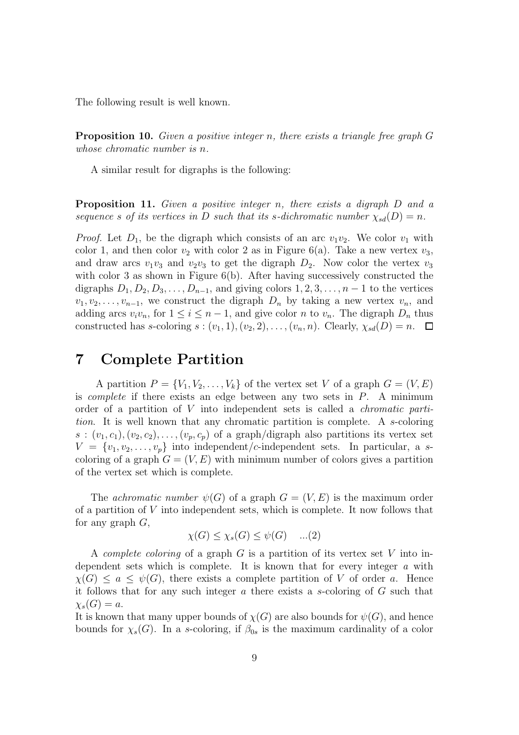The following result is well known.

**Proposition 10.** *Given a positive integer $n$, there exists a triangle free graph $G$ whose chromatic number is $n$.*

A similar result for digraphs is the following:

**Proposition 11.** *Given a positive integer $n$, there exists a digraph $D$ and a sequence $s$ of its vertices in $D$ such that its $s$-dichromatic number $\chi_{sd}(D) = n$.*

*Proof.* Let $D_1$, be the digraph which consists of an arc $v_1v_2$. We color $v_1$ with color 1, and then color $v_2$ with color 2 as in Figure 6(a). Take a new vertex $v_3$, and draw arcs $v_1v_3$ and $v_2v_3$ to get the digraph $D_2$. Now color the vertex $v_3$ with color 3 as shown in Figure 6(b). After having successively constructed the digraphs $D_1, D_2, D_3, \ldots, D_{n-1}$, and giving colors $1, 2, 3, \ldots, n-1$ to the vertices $v_1, v_2, \ldots, v_{n-1}$, we construct the digraph $D_n$ by taking a new vertex $v_n$, and adding arcs $v_iv_n$, for $1 \leq i \leq n-1$, and give color $n$ to $v_n$. The digraph $D_n$ thus constructed has $s$-coloring $s : (v_1, 1), (v_2, 2), \ldots, (v_n, n)$. Clearly, $\chi_{sd}(D) = n$. $\square$

## 7 Complete Partition

A partition $P = \{V_1, V_2, \ldots, V_k\}$ of the vertex set $V$ of a graph $G = (V, E)$ is *complete* if there exists an edge between any two sets in $P$. A minimum order of a partition of $V$ into independent sets is called a *chromatic partition*. It is well known that any chromatic partition is complete. A $s$-coloring $s : (v_1, c_1), (v_2, c_2), \ldots, (v_p, c_p)$ of a graph/digraph also partitions its vertex set $V = \{v_1, v_2, \ldots, v_p\}$ into independent/$c$-independent sets. In particular, a $s$-coloring of a graph $G = (V, E)$ with minimum number of colors gives a partition of the vertex set which is complete.

The *achromatic number* $\psi(G)$ of a graph $G = (V, E)$ is the maximum order of a partition of $V$ into independent sets, which is complete. It now follows that for any graph $G$,

$$\chi(G) \leq \chi_s(G) \leq \psi(G) \quad ...(2)$$

A *complete coloring* of a graph $G$ is a partition of its vertex set $V$ into independent sets which is complete. It is known that for every integer $a$ with $\chi(G) \leq a \leq \psi(G)$, there exists a complete partition of $V$ of order $a$. Hence it follows that for any such integer $a$ there exists a $s$-coloring of $G$ such that $\chi_s(G) = a$.

It is known that many upper bounds of $\chi(G)$ are also bounds for $\psi(G)$, and hence bounds for $\chi_s(G)$. In a $s$-coloring, if $\beta_{0s}$ is the maximum cardinality of a color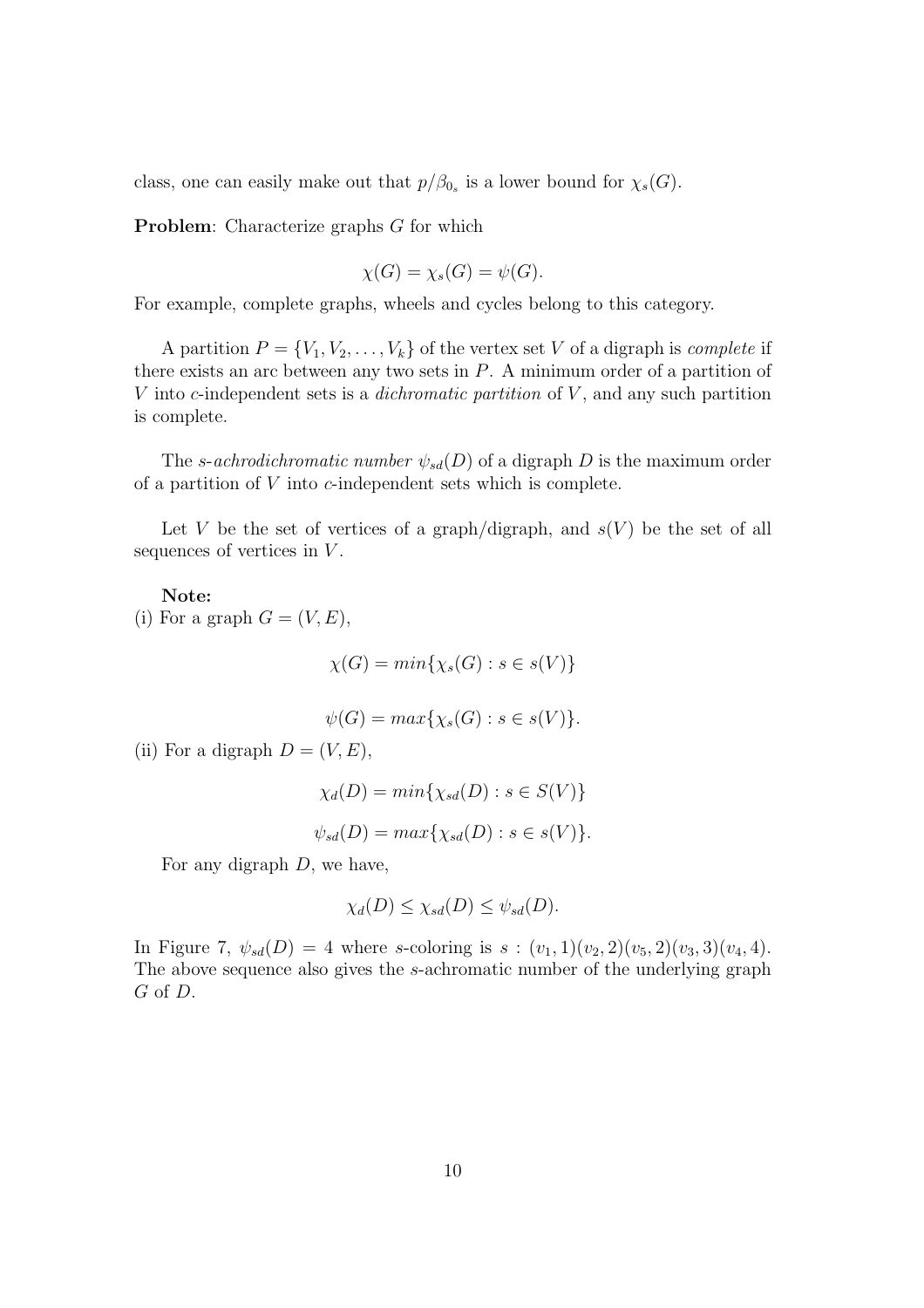class, one can easily make out that $p/\beta_{0_s}$ is a lower bound for $\chi_s(G)$.

**Problem**: Characterize graphs $G$ for which

$$\chi(G) = \chi_s(G) = \psi(G).$$

For example, complete graphs, wheels and cycles belong to this category.

A partition $P = \{V_1, V_2, \ldots, V_k\}$ of the vertex set $V$ of a digraph is *complete* if there exists an arc between any two sets in $P$. A minimum order of a partition of $V$ into $c$-independent sets is a *dichromatic partition* of $V$, and any such partition is complete.

The *s-achrodichromatic number* $\psi_{sd}(D)$ of a digraph $D$ is the maximum order of a partition of $V$ into $c$-independent sets which is complete.

Let $V$ be the set of vertices of a graph/digraph, and $s(V)$ be the set of all sequences of vertices in $V$.

**Note:**

(i) For a graph $G = (V, E)$,

$$\chi(G) = min\{\chi_s(G) : s \in s(V)\}$$

$$\psi(G) = max\{\chi_s(G) : s \in s(V)\}.$$

(ii) For a digraph $D = (V, E)$,

$$\chi_d(D) = min\{\chi_{sd}(D) : s \in S(V)\}$$

$$\psi_{sd}(D) = max\{\chi_{sd}(D) : s \in s(V)\}.$$

For any digraph $D$, we have,

$$\chi_d(D) \leq \chi_{sd}(D) \leq \psi_{sd}(D).$$

In Figure 7, $\psi_{sd}(D) = 4$ where $s$-coloring is $s : (v_1, 1)(v_2, 2)(v_5, 2)(v_3, 3)(v_4, 4)$. The above sequence also gives the $s$-achromatic number of the underlying graph $G$ of $D$.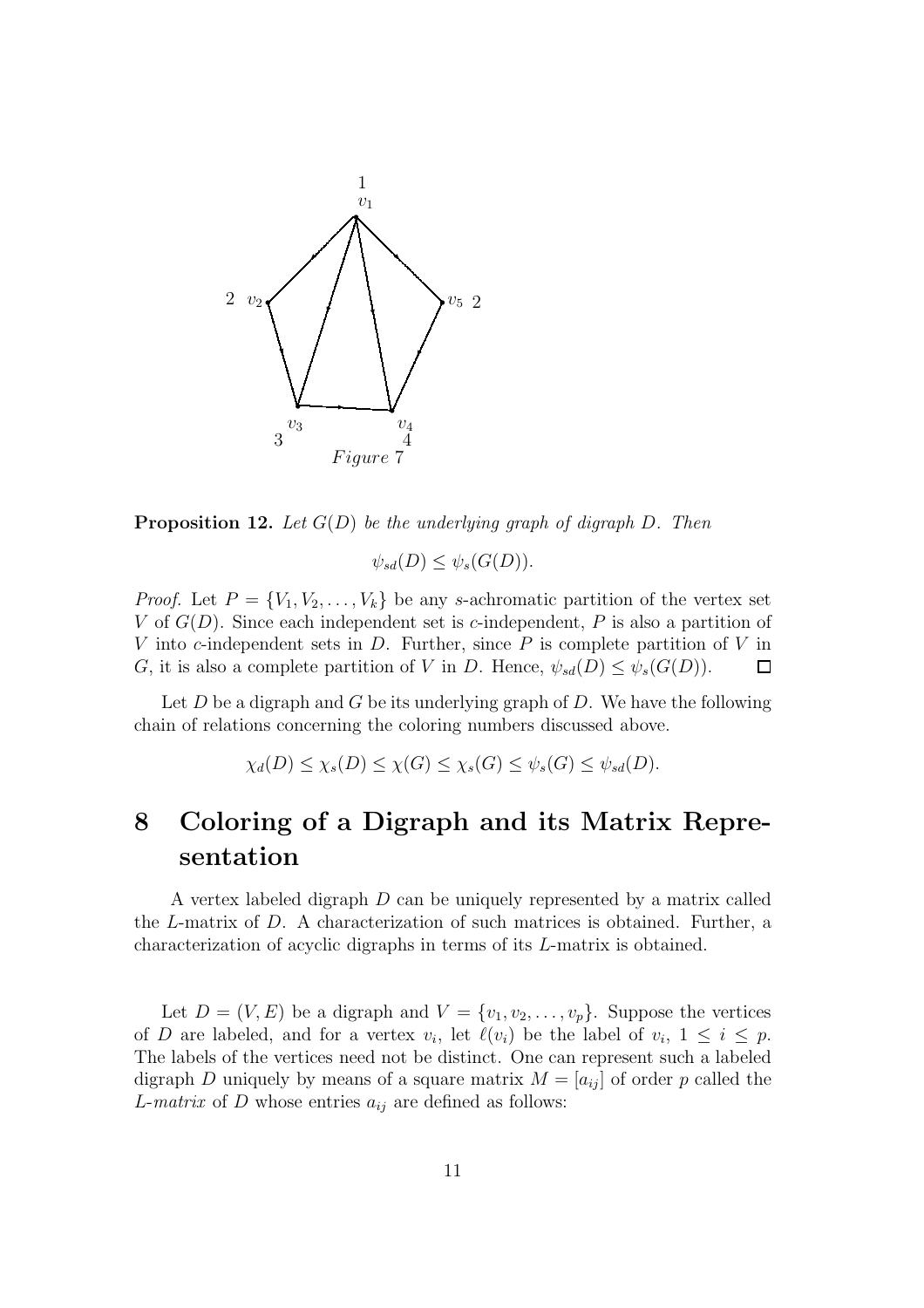*Figure 7*

**Proposition 12.** *Let $G(D)$ be the underlying graph of digraph $D$. Then*

$$\psi_{sd}(D) \leq \psi_s(G(D)).$$

*Proof.* Let $P = \{V_1, V_2, \ldots, V_k\}$ be any $s$-achromatic partition of the vertex set $V$ of $G(D)$. Since each independent set is $c$-independent, $P$ is also a partition of $V$ into $c$-independent sets in $D$. Further, since $P$ is complete partition of $V$ in $G$, it is also a complete partition of $V$ in $D$. Hence, $\psi_{sd}(D) \leq \psi_s(G(D))$. □

Let $D$ be a digraph and $G$ be its underlying graph of $D$. We have the following chain of relations concerning the coloring numbers discussed above.

$$\chi_d(D) \leq \chi_s(D) \leq \chi(G) \leq \chi_s(G) \leq \psi_s(G) \leq \psi_{sd}(D).$$

# 8 Coloring of a Digraph and its Matrix Representation

A vertex labeled digraph $D$ can be uniquely represented by a matrix called the $L$-matrix of $D$. A characterization of such matrices is obtained. Further, a characterization of acyclic digraphs in terms of its $L$-matrix is obtained.

Let $D = (V, E)$ be a digraph and $V = \{v_1, v_2, \ldots, v_p\}$. Suppose the vertices of $D$ are labeled, and for a vertex $v_i$, let $\ell(v_i)$ be the label of $v_i$, $1 \leq i \leq p$. The labels of the vertices need not be distinct. One can represent such a labeled digraph $D$ uniquely by means of a square matrix $M = [a_{ij}]$ of order $p$ called the *$L$-matrix* of $D$ whose entries $a_{ij}$ are defined as follows: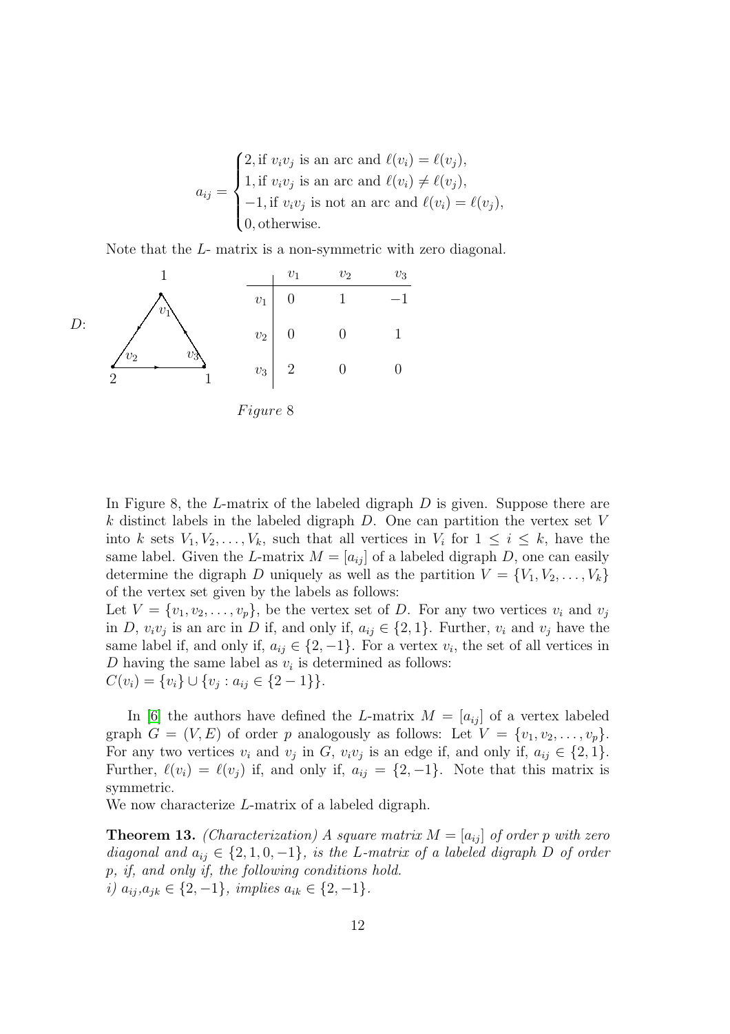$$a_{ij} = \begin{cases} 2, \text{if } v_iv_j \text{ is an arc and } \ell(v_i) = \ell(v_j), \\ 1, \text{if } v_iv_j \text{ is an arc and } \ell(v_i) \neq \ell(v_j), \\ -1, \text{if } v_iv_j \text{ is not an arc and } \ell(v_i) = \ell(v_j), \\ 0, \text{otherwise.} \end{cases}$$

Note that the $L$- matrix is a non-symmetric with zero diagonal.

|  | $v_1$ | $v_2$ | $v_3$ |
|---|---|---|---|
| $v_1$ | 0 | 1 | $-1$ |
| $v_2$ | 0 | 0 | 1 |
| $v_3$ | 2 | 0 | 0 |

*Figure* 8

In Figure 8, the $L$-matrix of the labeled digraph $D$ is given. Suppose there are $k$ distinct labels in the labeled digraph $D$. One can partition the vertex set $V$ into $k$ sets $V_1, V_2, \ldots, V_k$, such that all vertices in $V_i$ for $1 \leq i \leq k$, have the same label. Given the $L$-matrix $M = [a_{ij}]$ of a labeled digraph $D$, one can easily determine the digraph $D$ uniquely as well as the partition $V = \{V_1, V_2, \ldots, V_k\}$ of the vertex set given by the labels as follows:
Let $V = \{v_1, v_2, \ldots, v_p\}$, be the vertex set of $D$. For any two vertices $v_i$ and $v_j$ in $D$, $v_iv_j$ is an arc in $D$ if, and only if, $a_{ij} \in \{2, 1\}$. Further, $v_i$ and $v_j$ have the same label if, and only if, $a_{ij} \in \{2, -1\}$. For a vertex $v_i$, the set of all vertices in $D$ having the same label as $v_i$ is determined as follows:
$C(v_i) = \{v_i\} \cup \{v_j : a_{ij} \in \{2 - 1\}\}$.

In [6] the authors have defined the $L$-matrix $M = [a_{ij}]$ of a vertex labeled graph $G = (V, E)$ of order $p$ analogously as follows: Let $V = \{v_1, v_2, \ldots, v_p\}$. For any two vertices $v_i$ and $v_j$ in $G$, $v_iv_j$ is an edge if, and only if, $a_{ij} \in \{2, 1\}$. Further, $\ell(v_i) = \ell(v_j)$ if, and only if, $a_{ij} = \{2, -1\}$. Note that this matrix is symmetric.
We now characterize $L$-matrix of a labeled digraph.

**Theorem 13.** *(Characterization) A square matrix $M = [a_{ij}]$ of order $p$ with zero diagonal and $a_{ij} \in \{2, 1, 0, -1\}$, is the $L$-matrix of a labeled digraph $D$ of order $p$, if, and only if, the following conditions hold.*
*i) $a_{ij}, a_{jk} \in \{2, -1\}$, implies $a_{ik} \in \{2, -1\}$.*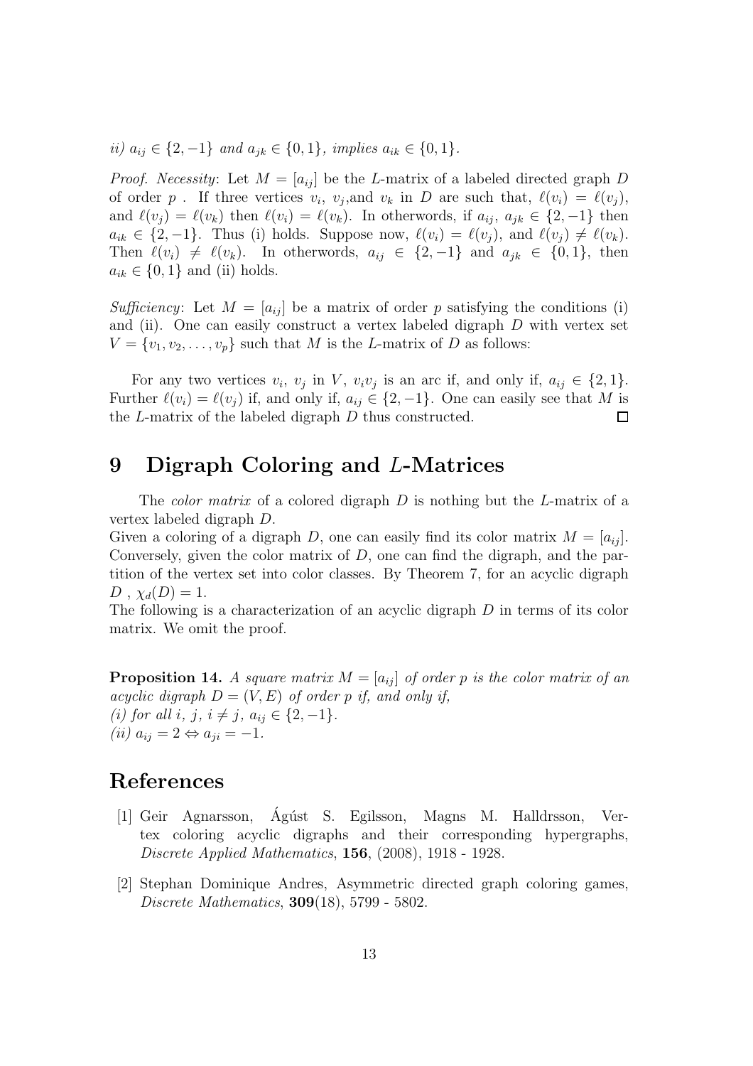*ii)* $a_{ij} \in \{2, -1\}$ *and* $a_{jk} \in \{0, 1\}$*, implies* $a_{ik} \in \{0, 1\}$.

*Proof. Necessity*: Let $M = [a_{ij}]$ be the $L$-matrix of a labeled directed graph $D$ of order $p$ . If three vertices $v_i$, $v_j$,and $v_k$ in $D$ are such that, $\ell(v_i) = \ell(v_j)$, and $\ell(v_j) = \ell(v_k)$ then $\ell(v_i) = \ell(v_k)$. In otherwords, if $a_{ij}$, $a_{jk} \in \{2, -1\}$ then $a_{ik} \in \{2, -1\}$. Thus (i) holds. Suppose now, $\ell(v_i) = \ell(v_j)$, and $\ell(v_j) \neq \ell(v_k)$. Then $\ell(v_i) \neq \ell(v_k)$. In otherwords, $a_{ij} \in \{2, -1\}$ and $a_{jk} \in \{0, 1\}$, then $a_{ik} \in \{0, 1\}$ and (ii) holds.

*Sufficiency*: Let $M = [a_{ij}]$ be a matrix of order $p$ satisfying the conditions (i) and (ii). One can easily construct a vertex labeled digraph $D$ with vertex set $V = \{v_1, v_2, \ldots, v_p\}$ such that $M$ is the $L$-matrix of $D$ as follows:

For any two vertices $v_i$, $v_j$ in $V$, $v_i v_j$ is an arc if, and only if, $a_{ij} \in \{2, 1\}$. Further $\ell(v_i) = \ell(v_j)$ if, and only if, $a_{ij} \in \{2, -1\}$. One can easily see that $M$ is the $L$-matrix of the labeled digraph $D$ thus constructed. □

# 9 Digraph Coloring and $L$-Matrices

The *color matrix* of a colored digraph $D$ is nothing but the $L$-matrix of a vertex labeled digraph $D$.

Given a coloring of a digraph $D$, one can easily find its color matrix $M = [a_{ij}]$. Conversely, given the color matrix of $D$, one can find the digraph, and the partition of the vertex set into color classes. By Theorem 7, for an acyclic digraph $D$ , $\chi_d(D) = 1$.

The following is a characterization of an acyclic digraph $D$ in terms of its color matrix. We omit the proof.

**Proposition 14.** *A square matrix* $M = [a_{ij}]$ *of order* $p$ *is the color matrix of an acyclic digraph* $D = (V, E)$ *of order* $p$ *if, and only if,*
*(i) for all* $i$, $j$, $i \neq j$, $a_{ij} \in \{2, -1\}$.
*(ii)* $a_{ij} = 2 \Leftrightarrow a_{ji} = -1$.

# References

[1] Geir Agnarsson, Ágúst S. Egilsson, Magns M. Halldrsson, Vertex coloring acyclic digraphs and their corresponding hypergraphs, *Discrete Applied Mathematics*, **156**, (2008), 1918 - 1928.

[2] Stephan Dominique Andres, Asymmetric directed graph coloring games, *Discrete Mathematics*, **309**(18), 5799 - 5802.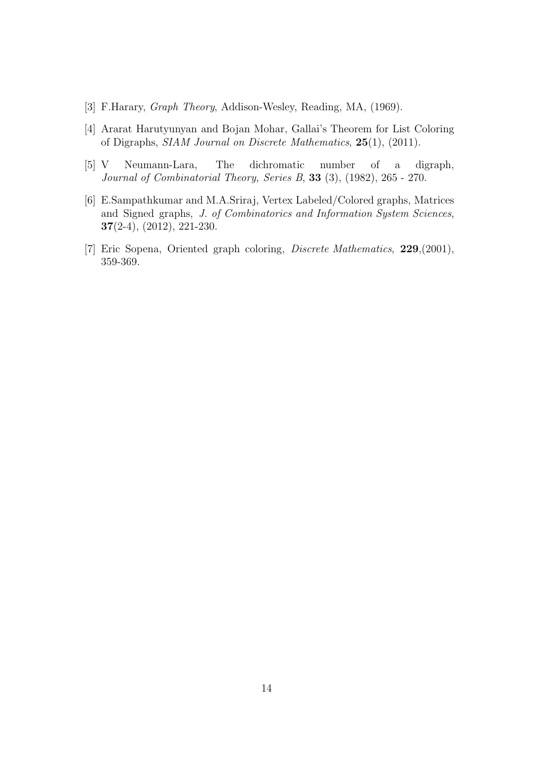[3] F.Harary, *Graph Theory*, Addison-Wesley, Reading, MA, (1969).

[4] Ararat Harutyunyan and Bojan Mohar, Gallai's Theorem for List Coloring of Digraphs, *SIAM Journal on Discrete Mathematics*, **25**(1), (2011).

[5] V Neumann-Lara, The dichromatic number of a digraph, *Journal of Combinatorial Theory, Series B*, **33** (3), (1982), 265 - 270.

[6] E.Sampathkumar and M.A.Sriraj, Vertex Labeled/Colored graphs, Matrices and Signed graphs, *J. of Combinatorics and Information System Sciences*, **37**(2-4), (2012), 221-230.

[7] Eric Sopena, Oriented graph coloring, *Discrete Mathematics*, **229**,(2001), 359-369.